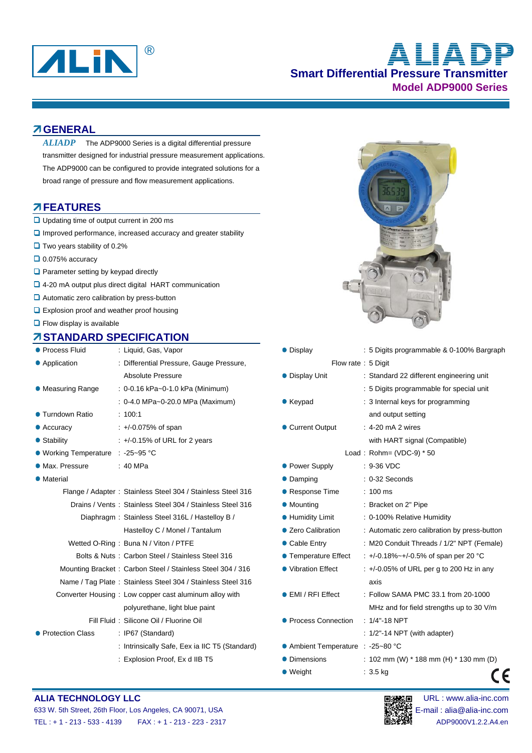# ALIADP

## Smart Differential Pressure Transmitter

### Model ADP9000 Series

## GENERAL

*ALIADP* The ADP9000 Series is a digital differential pressure transmitter designed for industrial pressure measurement applications. The ADP9000 can be configured to provide integrated solutions for a broad range of pressure and flow measurement applications.

## FEATURES

- Updating time of output current in 200 ms
- Improved performance, increased accuracy and greater stability
- Two years stability of 0.2%
- 0.075% accuracy
- Parameter setting by keypad directly
- 4-20 mA output plus direct digital HART communication
- Automatic zero calibration by press-button
- Explosion proof and weather proof housing
- Flow display is available

## STANDARD SPECIFICATION

| Item | Specification |
|---|---|
| Process Fluid | : Liquid, Gas, Vapor |
| Application | : Differential Pressure, Gauge Pressure, Absolute Pressure |
| Measuring Range | : 0-0.16 kPa~0-1.0 kPa (Minimum) |
| | : 0-4.0 MPa~0-20.0 MPa (Maximum) |
| Turndown Ratio | : 100:1 |
| Accuracy | : +/-0.075% of span |
| Stability | : +/-0.15% of URL for 2 years |
| Working Temperature | : -25~95 °C |
| Max. Pressure | : 40 MPa |
| Material | |
| Flange / Adapter | : Stainless Steel 304 / Stainless Steel 316 |
| Drains / Vents | : Stainless Steel 304 / Stainless Steel 316 |
| Diaphragm | : Stainless Steel 316L / Hastelloy B / Hastelloy C / Monel / Tantalum |
| Wetted O-Ring | : Buna N / Viton / PTFE |
| Bolts & Nuts | : Carbon Steel / Stainless Steel 316 |
| Mounting Bracket | : Carbon Steel / Stainless Steel 304 / 316 |
| Name / Tag Plate | : Stainless Steel 304 / Stainless Steel 316 |
| Converter Housing | : Low copper cast aluminum alloy with polyurethane, light blue paint |
| Fill Fluid | : Silicone Oil / Fluorine Oil |
| Protection Class | : IP67 (Standard) |
| | : Intrinsically Safe, Eex ia IIC T5 (Standard) |
| | : Explosion Proof, Ex d IIB T5 |
| Display | : 5 Digits programmable & 0-100% Bargraph |
| Flow rate | : 5 Digit |
| Display Unit | : Standard 22 different engineering unit |
| | : 5 Digits programmable for special unit |
| Keypad | : 3 Internal keys for programming and output setting |
| Current Output | : 4-20 mA 2 wires with HART signal (Compatible) |
| Load | : Rohm= (VDC-9) * 50 |
| Power Supply | : 9-36 VDC |
| Damping | : 0-32 Seconds |
| Response Time | : 100 ms |
| Mounting | : Bracket on 2" Pipe |
| Humidity Limit | : 0-100% Relative Humidity |
| Zero Calibration | : Automatic zero calibration by press-button |
| Cable Entry | : M20 Conduit Threads / 1/2" NPT (Female) |
| Temperature Effect | : +/-0.18%~+/-0.5% of span per 20 °C |
| Vibration Effect | : +/-0.05% of URL per g to 200 Hz in any axis |
| EMI / RFI Effect | : Follow SAMA PMC 33.1 from 20-1000 MHz and for field strengths up to 30 V/m |
| Process Connection | : 1/4"-18 NPT |
| | : 1/2"-14 NPT (with adapter) |
| Ambient Temperature | : -25~80 °C |
| Dimensions | : 102 mm (W) * 188 mm (H) * 130 mm (D) |
| Weight | : 3.5 kg |

**ALIA TECHNOLOGY LLC**
633 W. 5th Street, 26th Floor, Los Angeles, CA 90071, USA
TEL : + 1 - 213 - 533 - 4139 FAX : + 1 - 213 - 223 - 2317
URL : www.alia-inc.com
E-mail : alia@alia-inc.com
ADP9000V1.2.2.A4.en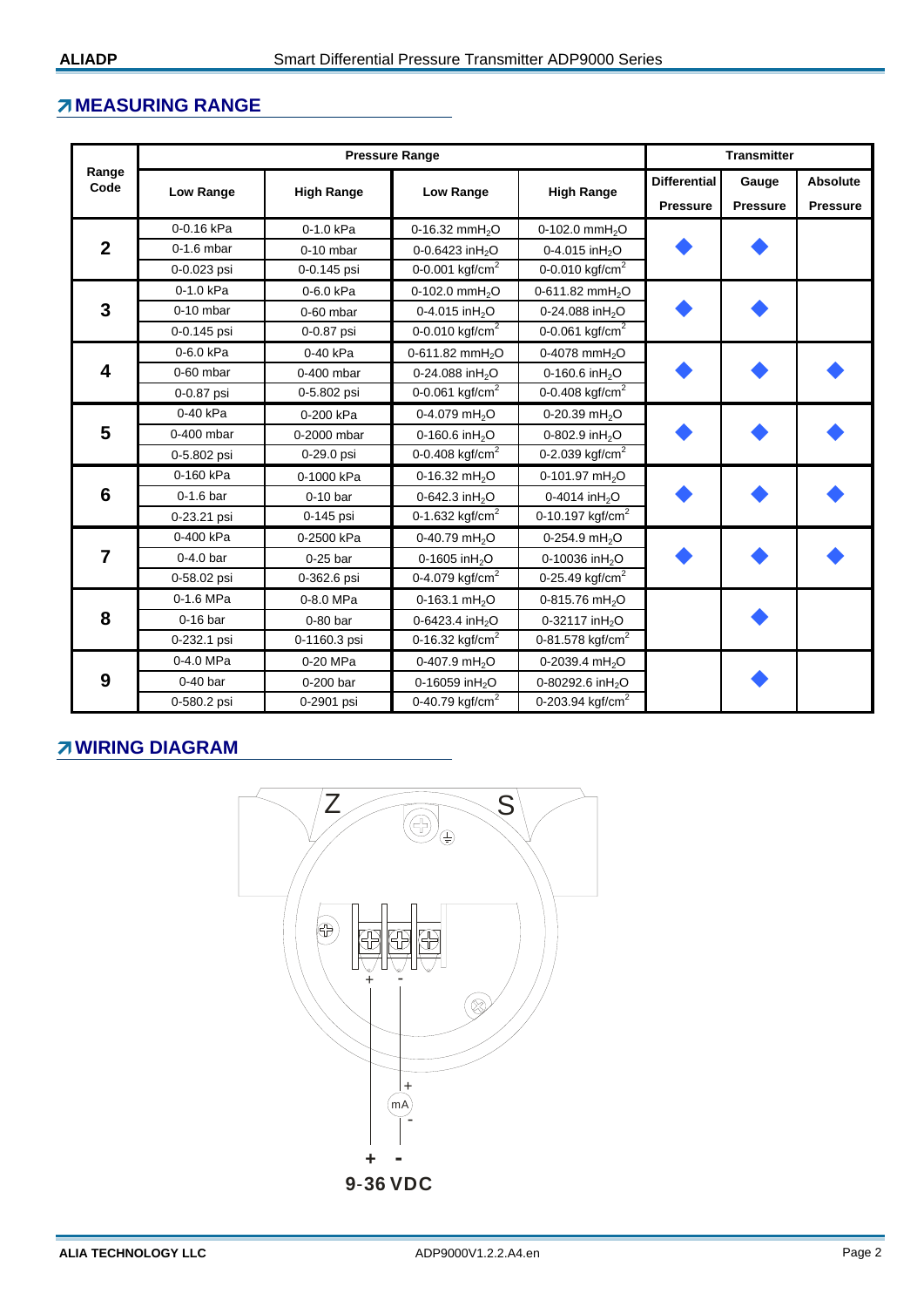## MEASURING RANGE

| Range Code | Pressure Range | | | | Transmitter | | |
|---|---|---|---|---|---|---|---|
| | Low Range | High Range | Low Range | High Range | Differential Pressure | Gauge Pressure | Absolute Pressure |
| 2 | 0-0.16 kPa | 0-1.0 kPa | 0-16.32 $mmH_2O$ | 0-102.0 $mmH_2O$ | ◆ | ◆ | |
| | 0-1.6 mbar | 0-10 mbar | 0-0.6423 $inH_2O$ | 0-4.015 $inH_2O$ | | | |
| | 0-0.023 psi | 0-0.145 psi | 0-0.001 $kgf/cm^2$ | 0-0.010 $kgf/cm^2$ | | | |
| 3 | 0-1.0 kPa | 0-6.0 kPa | 0-102.0 $mmH_2O$ | 0-611.82 $mmH_2O$ | ◆ | ◆ | |
| | 0-10 mbar | 0-60 mbar | 0-4.015 $inH_2O$ | 0-24.088 $inH_2O$ | | | |
| | 0-0.145 psi | 0-0.87 psi | 0-0.010 $kgf/cm^2$ | 0-0.061 $kgf/cm^2$ | | | |
| 4 | 0-6.0 kPa | 0-40 kPa | 0-611.82 $mmH_2O$ | 0-4078 $mmH_2O$ | ◆ | ◆ | ◆ |
| | 0-60 mbar | 0-400 mbar | 0-24.088 $inH_2O$ | 0-160.6 $inH_2O$ | | | |
| | 0-0.87 psi | 0-5.802 psi | 0-0.061 $kgf/cm^2$ | 0-0.408 $kgf/cm^2$ | | | |
| 5 | 0-40 kPa | 0-200 kPa | 0-4.079 $mH_2O$ | 0-20.39 $mH_2O$ | ◆ | ◆ | ◆ |
| | 0-400 mbar | 0-2000 mbar | 0-160.6 $inH_2O$ | 0-802.9 $inH_2O$ | | | |
| | 0-5.802 psi | 0-29.0 psi | 0-0.408 $kgf/cm^2$ | 0-2.039 $kgf/cm^2$ | | | |
| 6 | 0-160 kPa | 0-1000 kPa | 0-16.32 $mH_2O$ | 0-101.97 $mH_2O$ | ◆ | ◆ | ◆ |
| | 0-1.6 bar | 0-10 bar | 0-642.3 $inH_2O$ | 0-4014 $inH_2O$ | | | |
| | 0-23.21 psi | 0-145 psi | 0-1.632 $kgf/cm^2$ | 0-10.197 $kgf/cm^2$ | | | |
| 7 | 0-400 kPa | 0-2500 kPa | 0-40.79 $mH_2O$ | 0-254.9 $mH_2O$ | ◆ | ◆ | ◆ |
| | 0-4.0 bar | 0-25 bar | 0-1605 $inH_2O$ | 0-10036 $inH_2O$ | | | |
| | 0-58.02 psi | 0-362.6 psi | 0-4.079 $kgf/cm^2$ | 0-25.49 $kgf/cm^2$ | | | |
| 8 | 0-1.6 MPa | 0-8.0 MPa | 0-163.1 $mH_2O$ | 0-815.76 $mH_2O$ | | ◆ | |
| | 0-16 bar | 0-80 bar | 0-6423.4 $inH_2O$ | 0-32117 $inH_2O$ | | | |
| | 0-232.1 psi | 0-1160.3 psi | 0-16.32 $kgf/cm^2$ | 0-81.578 $kgf/cm^2$ | | | |
| 9 | 0-4.0 MPa | 0-20 MPa | 0-407.9 $mH_2O$ | 0-2039.4 $mH_2O$ | | ◆ | |
| | 0-40 bar | 0-200 bar | 0-16059 $inH_2O$ | 0-80292.6 $inH_2O$ | | | |
| | 0-580.2 psi | 0-2901 psi | 0-40.79 $kgf/cm^2$ | 0-203.94 $kgf/cm^2$ | | | |

## WIRING DIAGRAM

Z S

\+ -

mA

\+ -

9-36 VDC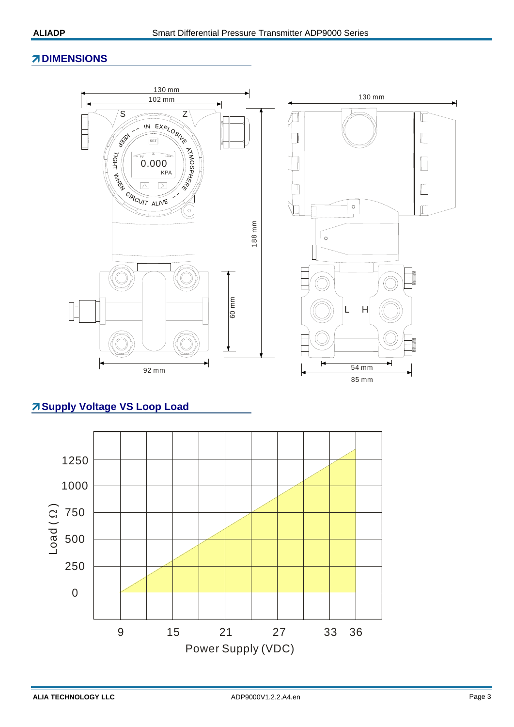## DIMENSIONS

130 mm

102 mm

130 mm

188 mm

60 mm

92 mm

54 mm

85 mm

## Supply Voltage VS Loop Load

Load ( Ω )

Power Supply (VDC)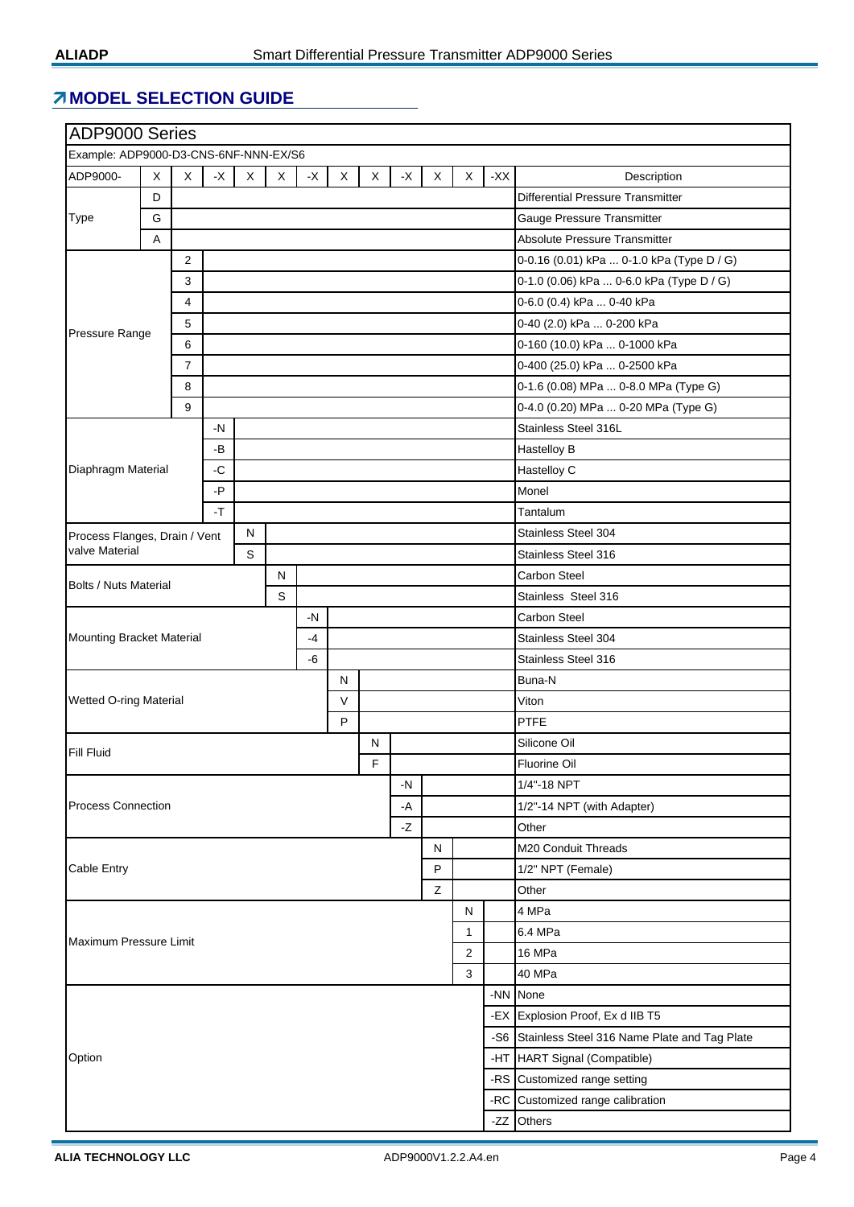## MODEL SELECTION GUIDE

| ADP9000 Series | | | | | | | | | | | | | |
|---|---|---|---|---|---|---|---|---|---|---|---|---|---|
| Example: ADP9000-D3-CNS-6NF-NNN-EX/S6 | | | | | | | | | | | | | |
| ADP9000- | X | X | -X | X | X | -X | X | X | -X | X | X | -XX | Description |
| Type | D | | | | | | | | | | | | Differential Pressure Transmitter |
| | G | | | | | | | | | | | | Gauge Pressure Transmitter |
| | A | | | | | | | | | | | | Absolute Pressure Transmitter |
| Pressure Range | | 2 | | | | | | | | | | | 0-0.16 (0.01) kPa ... 0-1.0 kPa (Type D / G) |
| | | 3 | | | | | | | | | | | 0-1.0 (0.06) kPa ... 0-6.0 kPa (Type D / G) |
| | | 4 | | | | | | | | | | | 0-6.0 (0.4) kPa ... 0-40 kPa |
| | | 5 | | | | | | | | | | | 0-40 (2.0) kPa ... 0-200 kPa |
| | | 6 | | | | | | | | | | | 0-160 (10.0) kPa ... 0-1000 kPa |
| | | 7 | | | | | | | | | | | 0-400 (25.0) kPa ... 0-2500 kPa |
| | | 8 | | | | | | | | | | | 0-1.6 (0.08) MPa ... 0-8.0 MPa (Type G) |
| | | 9 | | | | | | | | | | | 0-4.0 (0.20) MPa ... 0-20 MPa (Type G) |
| Diaphragm Material | | | -N | | | | | | | | | | Stainless Steel 316L |
| | | | -B | | | | | | | | | | Hastelloy B |
| | | | -C | | | | | | | | | | Hastelloy C |
| | | | -P | | | | | | | | | | Monel |
| | | | -T | | | | | | | | | | Tantalum |
| Process Flanges, Drain / Vent valve Material | | | | N | | | | | | | | | Stainless Steel 304 |
| | | | | S | | | | | | | | | Stainless Steel 316 |
| Bolts / Nuts Material | | | | | N | | | | | | | | Carbon Steel |
| | | | | | S | | | | | | | | Stainless Steel 316 |
| Mounting Bracket Material | | | | | | -N | | | | | | | Carbon Steel |
| | | | | | | -4 | | | | | | | Stainless Steel 304 |
| | | | | | | -6 | | | | | | | Stainless Steel 316 |
| Wetted O-ring Material | | | | | | | N | | | | | | Buna-N |
| | | | | | | | V | | | | | | Viton |
| | | | | | | | P | | | | | | PTFE |
| Fill Fluid | | | | | | | | N | | | | | Silicone Oil |
| | | | | | | | | F | | | | | Fluorine Oil |
| Process Connection | | | | | | | | | -N | | | | 1/4"-18 NPT |
| | | | | | | | | | -A | | | | 1/2"-14 NPT (with Adapter) |
| | | | | | | | | | -Z | | | | Other |
| Cable Entry | | | | | | | | | | N | | | M20 Conduit Threads |
| | | | | | | | | | | P | | | 1/2" NPT (Female) |
| | | | | | | | | | | Z | | | Other |
| Maximum Pressure Limit | | | | | | | | | | | N | | 4 MPa |
| | | | | | | | | | | | 1 | | 6.4 MPa |
| | | | | | | | | | | | 2 | | 16 MPa |
| | | | | | | | | | | | 3 | | 40 MPa |
| Option | | | | | | | | | | | | -NN | None |
| | | | | | | | | | | | | -EX | Explosion Proof, Ex d IIB T5 |
| | | | | | | | | | | | | -S6 | Stainless Steel 316 Name Plate and Tag Plate |
| | | | | | | | | | | | | -HT | HART Signal (Compatible) |
| | | | | | | | | | | | | -RS | Customized range setting |
| | | | | | | | | | | | | -RC | Customized range calibration |
| | | | | | | | | | | | | -ZZ | Others |